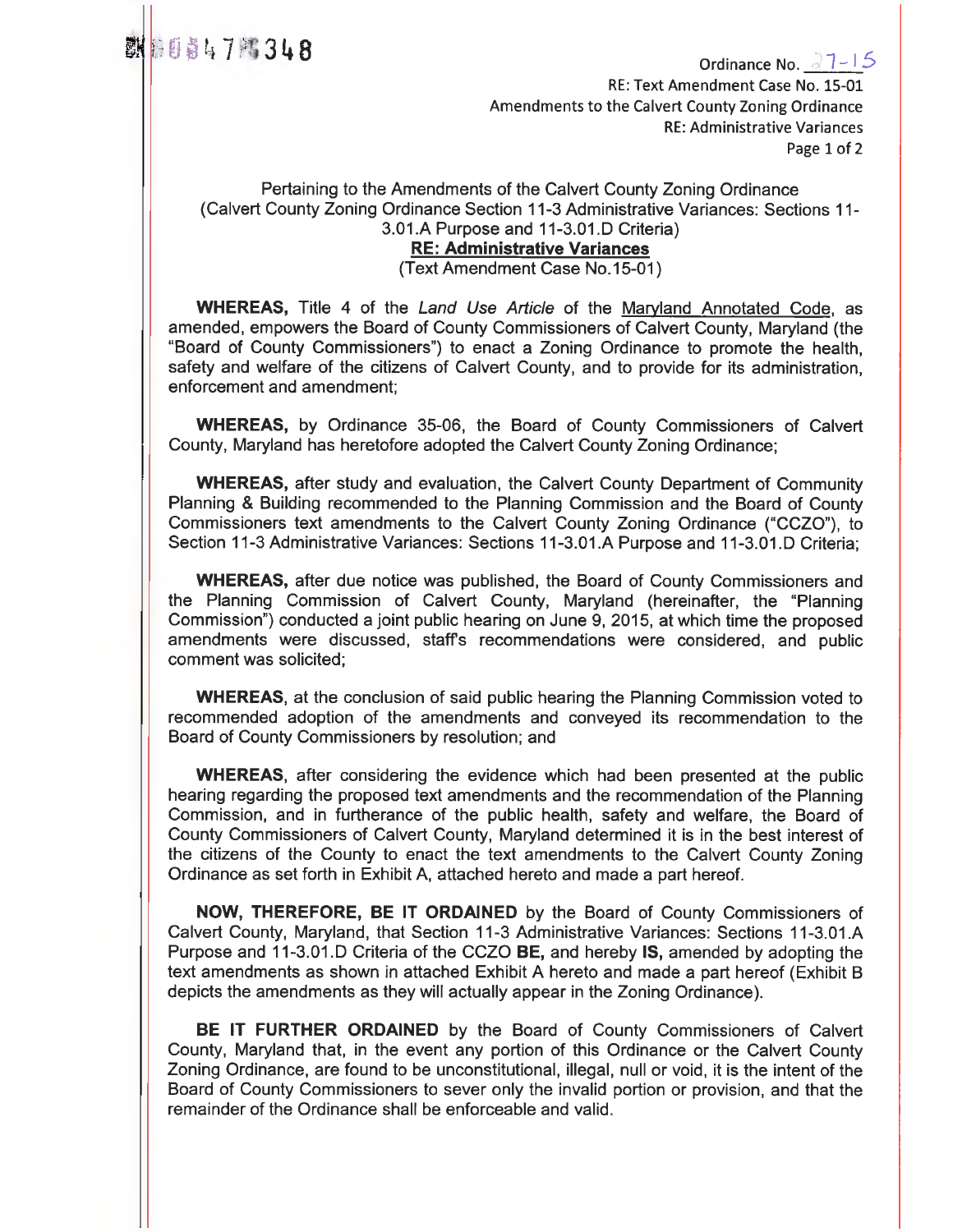Ordinance No. 27-15
RE: Text Amendment Case No. 15-01
Amendments to the Calvert County Zoning Ordinance
RE: Administrative Variances

Pertaining to the Amendments of the Calvert County Zoning Ordinance
(Calvert County Zoning Ordinance Section 11-3 Administrative Variances: Sections 11-3.01.A Purpose and 11-3.01.D Criteria)
**RE: Administrative Variances**
(Text Amendment Case No.15-01)

**WHEREAS,** Title 4 of the *Land Use Article* of the Maryland Annotated Code, as amended, empowers the Board of County Commissioners of Calvert County, Maryland (the "Board of County Commissioners") to enact a Zoning Ordinance to promote the health, safety and welfare of the citizens of Calvert County, and to provide for its administration, enforcement and amendment;

**WHEREAS,** by Ordinance 35-06, the Board of County Commissioners of Calvert County, Maryland has heretofore adopted the Calvert County Zoning Ordinance;

**WHEREAS,** after study and evaluation, the Calvert County Department of Community Planning & Building recommended to the Planning Commission and the Board of County Commissioners text amendments to the Calvert County Zoning Ordinance ("CCZO"), to Section 11-3 Administrative Variances: Sections 11-3.01.A Purpose and 11-3.01.D Criteria;

**WHEREAS,** after due notice was published, the Board of County Commissioners and the Planning Commission of Calvert County, Maryland (hereinafter, the "Planning Commission") conducted a joint public hearing on June 9, 2015, at which time the proposed amendments were discussed, staff's recommendations were considered, and public comment was solicited;

**WHEREAS**, at the conclusion of said public hearing the Planning Commission voted to recommended adoption of the amendments and conveyed its recommendation to the Board of County Commissioners by resolution; and

**WHEREAS**, after considering the evidence which had been presented at the public hearing regarding the proposed text amendments and the recommendation of the Planning Commission, and in furtherance of the public health, safety and welfare, the Board of County Commissioners of Calvert County, Maryland determined it is in the best interest of the citizens of the County to enact the text amendments to the Calvert County Zoning Ordinance as set forth in Exhibit A, attached hereto and made a part hereof.

**NOW, THEREFORE, BE IT ORDAINED** by the Board of County Commissioners of Calvert County, Maryland, that Section 11-3 Administrative Variances: Sections 11-3.01.A Purpose and 11-3.01.D Criteria of the CCZO **BE,** and hereby **IS,** amended by adopting the text amendments as shown in attached Exhibit A hereto and made a part hereof (Exhibit B depicts the amendments as they will actually appear in the Zoning Ordinance).

**BE IT FURTHER ORDAINED** by the Board of County Commissioners of Calvert County, Maryland that, in the event any portion of this Ordinance or the Calvert County Zoning Ordinance, are found to be unconstitutional, illegal, null or void, it is the intent of the Board of County Commissioners to sever only the invalid portion or provision, and that the remainder of the Ordinance shall be enforceable and valid.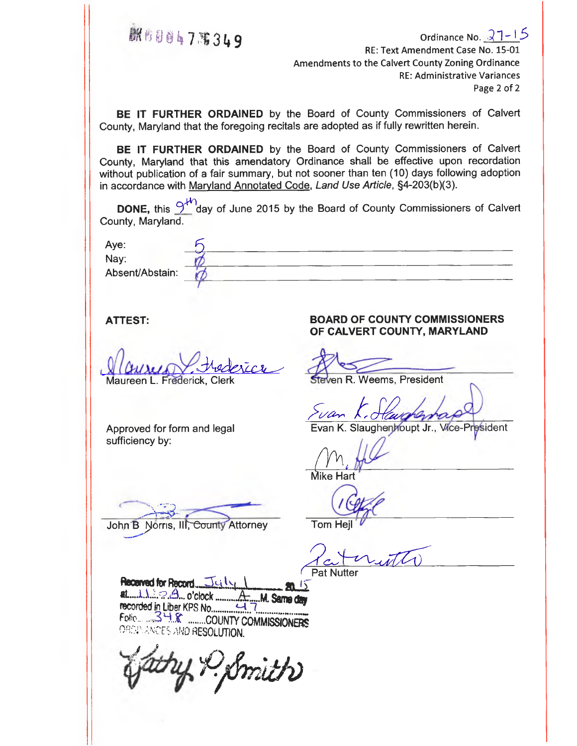BK 0 0 4 7 3 4 9

Ordinance No. 27-15
RE: Text Amendment Case No. 15-01
Amendments to the Calvert County Zoning Ordinance
RE: Administrative Variances

**BE IT FURTHER ORDAINED** by the Board of County Commissioners of Calvert County, Maryland that the foregoing recitals are adopted as if fully rewritten herein.

**BE IT FURTHER ORDAINED** by the Board of County Commissioners of Calvert County, Maryland that this amendatory Ordinance shall be effective upon recordation without publication of a fair summary, but not sooner than ten (10) days following adoption in accordance with Maryland Annotated Code, *Land Use Article*, §4-203(b)(3).

**DONE,** this 9th day of June 2015 by the Board of County Commissioners of Calvert County, Maryland.

Aye: 5
Nay: 0
Absent/Abstain: 0

**ATTEST:**

Maureen L. Frederick, Clerk

Approved for form and legal sufficiency by:

John B. Norris, III, County Attorney

**BOARD OF COUNTY COMMISSIONERS OF CALVERT COUNTY, MARYLAND**

Steven R. Weems, President

Evan K. Slaughenhoupt Jr., Vice-President

Mike Hart

Tom Hejl

Pat Nutter

Received for Record July 1 20 15
at 11:29 o'clock A M. Same day
recorded in Liber KPS No. 47
Folio 348 COUNTY COMMISSIONERS ORDINANCES AND RESOLUTION.

Kathy P. Smith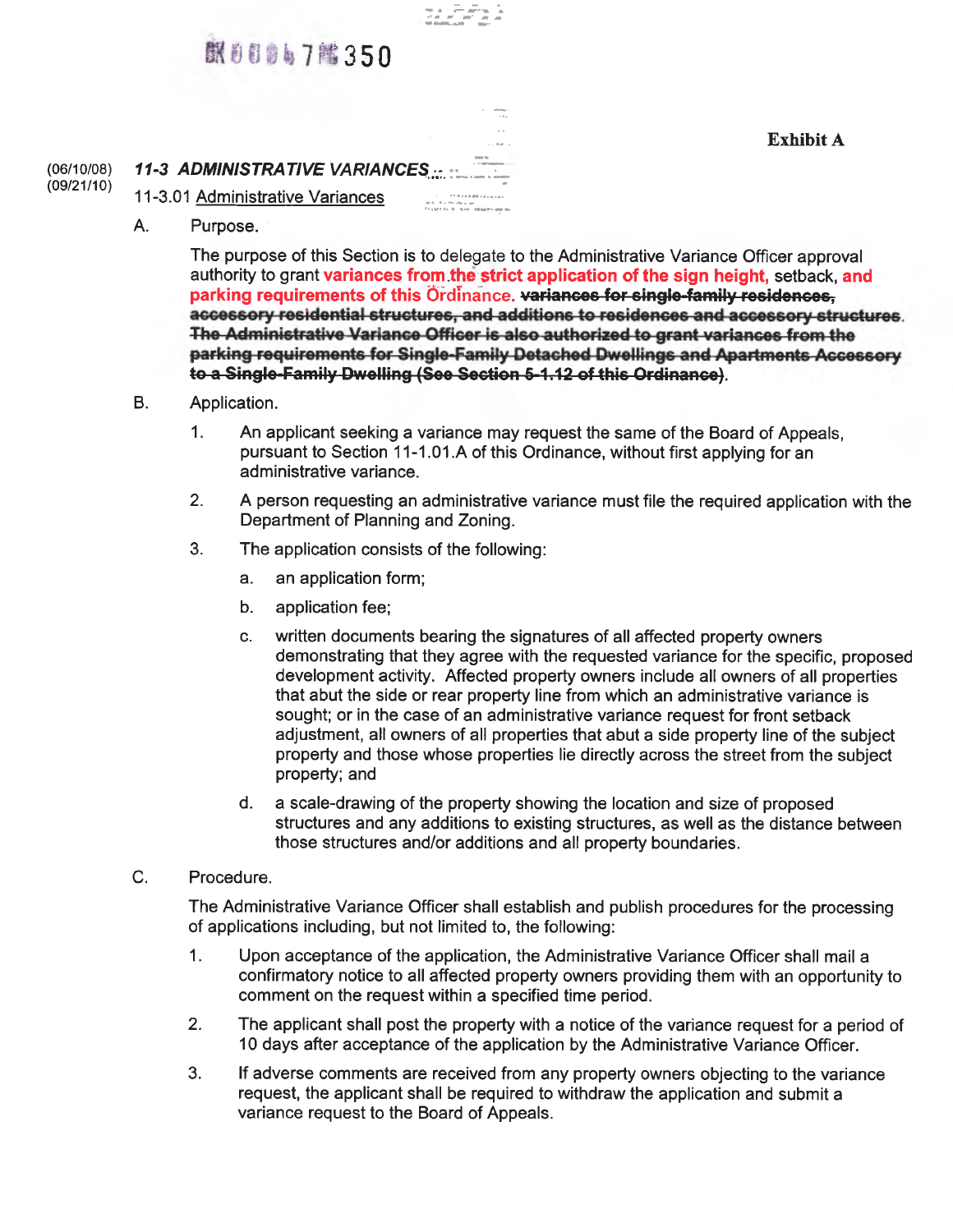BK 0 0 0 6 7 PG 350

**Exhibit A**

(06/10/08)
(09/21/10)

***11-3 ADMINISTRATIVE VARIANCES***

11-3.01 Administrative Variances

A. Purpose.

The purpose of this Section is to delegate to the Administrative Variance Officer approval authority to grant **variances from the strict application of the sign height,** setback, **and parking requirements of this Ordinance.** ~~**variances for single-family residences, accessory residential structures, and additions to residences and accessory structures. The Administrative Variance Officer is also authorized to grant variances from the parking requirements for Single-Family Detached Dwellings and Apartments Accessory to a Single-Family Dwelling (See Section 5-1.12 of this Ordinance)**~~.

B. Application.

1. An applicant seeking a variance may request the same of the Board of Appeals, pursuant to Section 11-1.01.A of this Ordinance, without first applying for an administrative variance.

2. A person requesting an administrative variance must file the required application with the Department of Planning and Zoning.

3. The application consists of the following:

   a. an application form;

   b. application fee;

   c. written documents bearing the signatures of all affected property owners demonstrating that they agree with the requested variance for the specific, proposed development activity. Affected property owners include all owners of all properties that abut the side or rear property line from which an administrative variance is sought; or in the case of an administrative variance request for front setback adjustment, all owners of all properties that abut a side property line of the subject property and those whose properties lie directly across the street from the subject property; and

   d. a scale-drawing of the property showing the location and size of proposed structures and any additions to existing structures, as well as the distance between those structures and/or additions and all property boundaries.

C. Procedure.

The Administrative Variance Officer shall establish and publish procedures for the processing of applications including, but not limited to, the following:

1. Upon acceptance of the application, the Administrative Variance Officer shall mail a confirmatory notice to all affected property owners providing them with an opportunity to comment on the request within a specified time period.

2. The applicant shall post the property with a notice of the variance request for a period of 10 days after acceptance of the application by the Administrative Variance Officer.

3. If adverse comments are received from any property owners objecting to the variance request, the applicant shall be required to withdraw the application and submit a variance request to the Board of Appeals.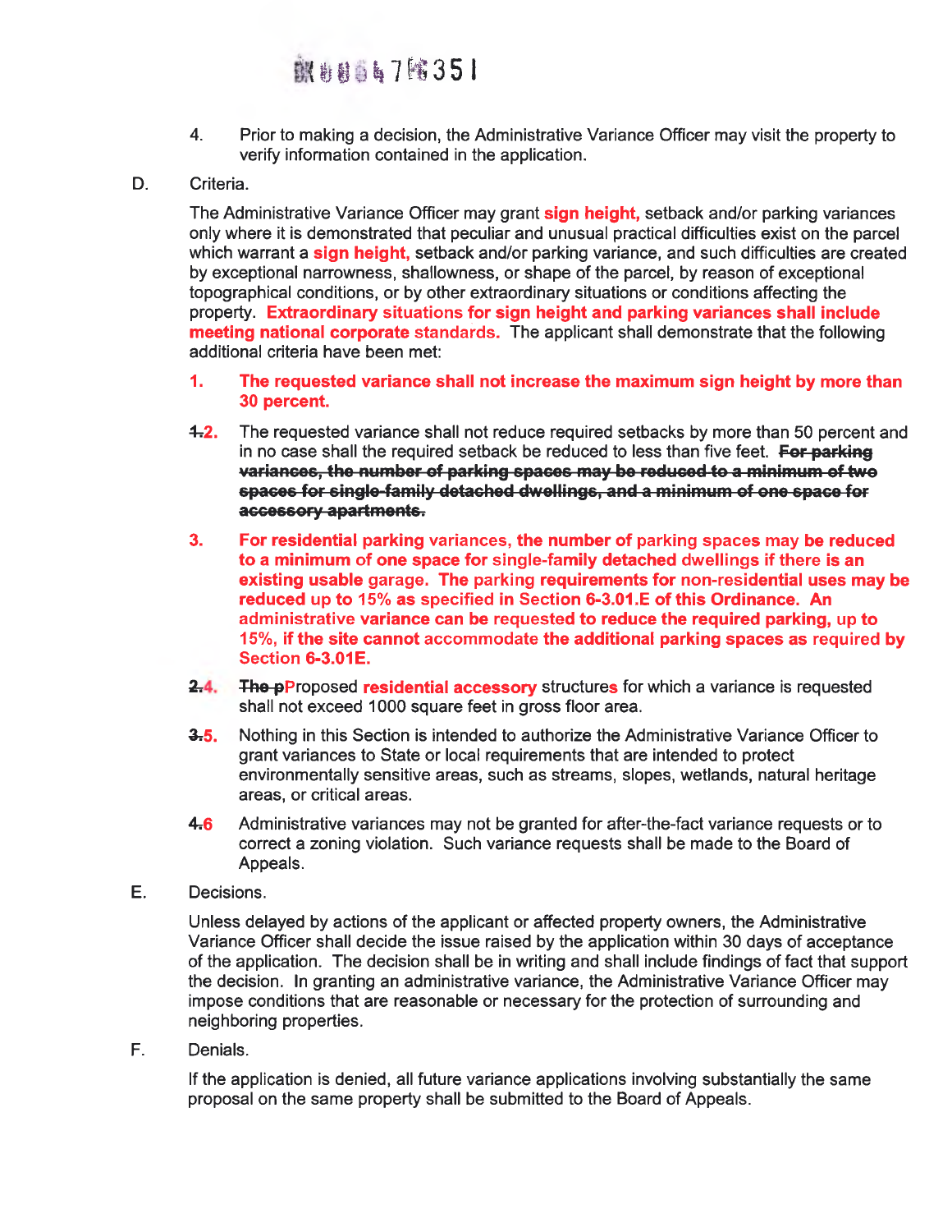4. Prior to making a decision, the Administrative Variance Officer may visit the property to verify information contained in the application.

D. Criteria.

The Administrative Variance Officer may grant **sign height,** setback and/or parking variances only where it is demonstrated that peculiar and unusual practical difficulties exist on the parcel which warrant a **sign height,** setback and/or parking variance, and such difficulties are created by exceptional narrowness, shallowness, or shape of the parcel, by reason of exceptional topographical conditions, or by other extraordinary situations or conditions affecting the property. **Extraordinary situations for sign height and parking variances shall include meeting national corporate standards.** The applicant shall demonstrate that the following additional criteria have been met:

**1. The requested variance shall not increase the maximum sign height by more than 30 percent.**

~~1.~~**2.** The requested variance shall not reduce required setbacks by more than 50 percent and in no case shall the required setback be reduced to less than five feet. ~~For parking variances, the number of parking spaces may be reduced to a minimum of two spaces for single-family detached dwellings, and a minimum of one space for accessory apartments.~~

**3. For residential parking variances, the number of parking spaces may be reduced to a minimum of one space for single-family detached dwellings if there is an existing usable garage. The parking requirements for non-residential uses may be reduced up to 15% as specified in Section 6-3.01.E of this Ordinance. An administrative variance can be requested to reduce the required parking, up to 15%, if the site cannot accommodate the additional parking spaces as required by Section 6-3.01E.**

~~2.~~**4.** ~~The p~~Proposed **residential accessory** structure**s** for which a variance is requested shall not exceed 1000 square feet in gross floor area.

~~3.~~**5.** Nothing in this Section is intended to authorize the Administrative Variance Officer to grant variances to State or local requirements that are intended to protect environmentally sensitive areas, such as streams, slopes, wetlands, natural heritage areas, or critical areas.

~~4.~~**6** Administrative variances may not be granted for after-the-fact variance requests or to correct a zoning violation. Such variance requests shall be made to the Board of Appeals.

E. Decisions.

Unless delayed by actions of the applicant or affected property owners, the Administrative Variance Officer shall decide the issue raised by the application within 30 days of acceptance of the application. The decision shall be in writing and shall include findings of fact that support the decision. In granting an administrative variance, the Administrative Variance Officer may impose conditions that are reasonable or necessary for the protection of surrounding and neighboring properties.

F. Denials.

If the application is denied, all future variance applications involving substantially the same proposal on the same property shall be submitted to the Board of Appeals.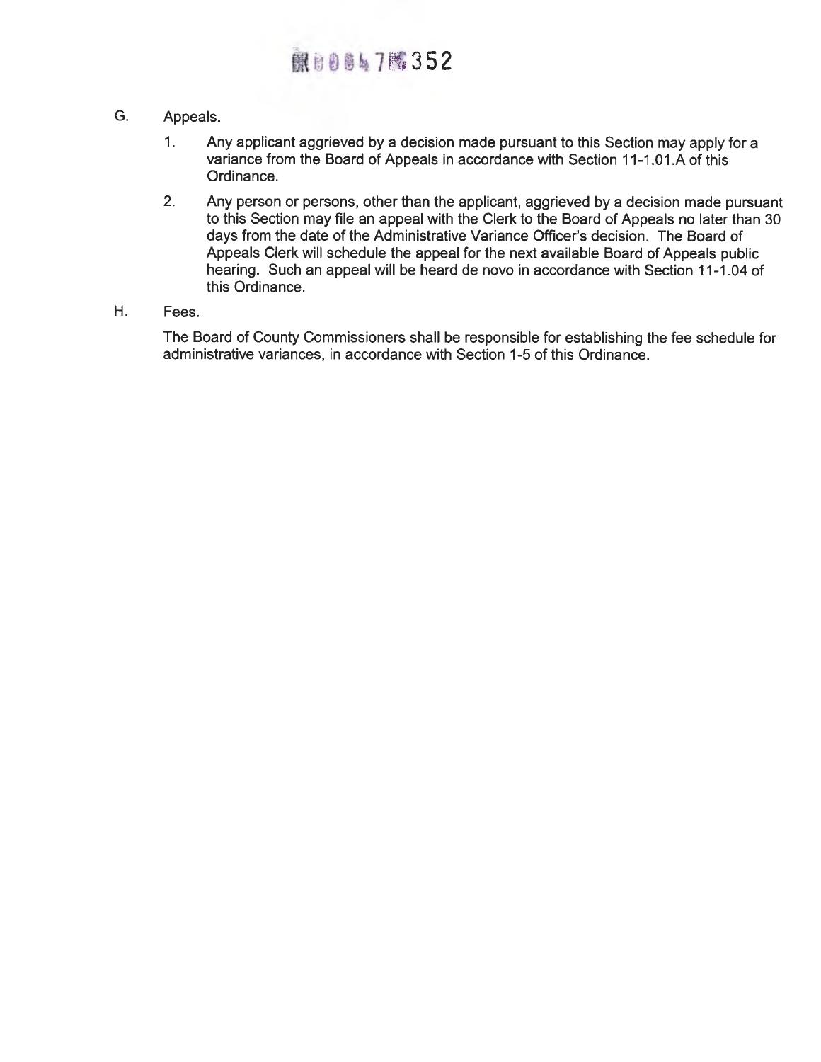G. Appeals.

1. Any applicant aggrieved by a decision made pursuant to this Section may apply for a variance from the Board of Appeals in accordance with Section 11-1.01.A of this Ordinance.

2. Any person or persons, other than the applicant, aggrieved by a decision made pursuant to this Section may file an appeal with the Clerk to the Board of Appeals no later than 30 days from the date of the Administrative Variance Officer's decision. The Board of Appeals Clerk will schedule the appeal for the next available Board of Appeals public hearing. Such an appeal will be heard de novo in accordance with Section 11-1.04 of this Ordinance.

H. Fees.

The Board of County Commissioners shall be responsible for establishing the fee schedule for administrative variances, in accordance with Section 1-5 of this Ordinance.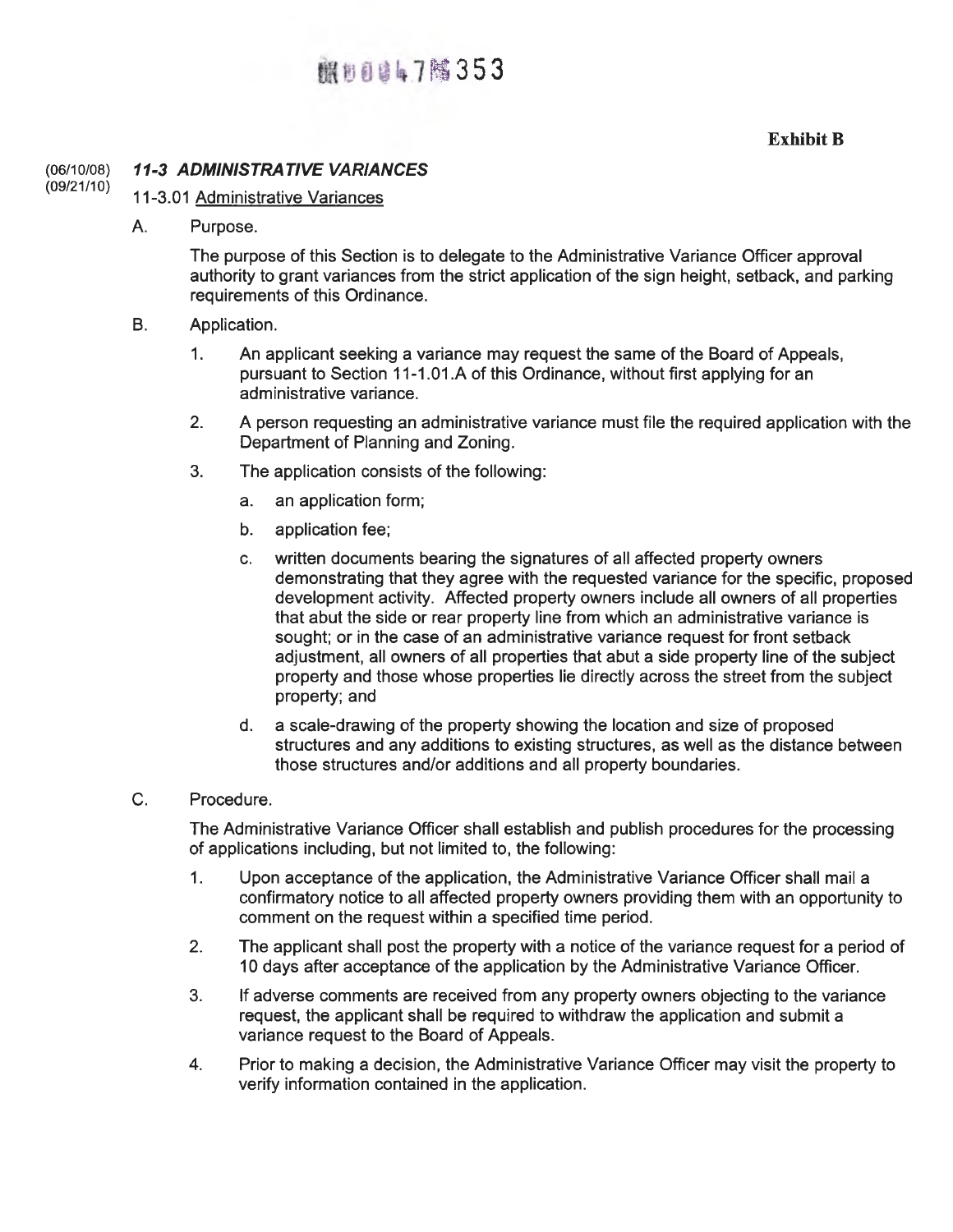**Exhibit B**

(06/10/08)
(09/21/10)

### *11-3 ADMINISTRATIVE VARIANCES*

11-3.01 Administrative Variances

A. Purpose.

The purpose of this Section is to delegate to the Administrative Variance Officer approval authority to grant variances from the strict application of the sign height, setback, and parking requirements of this Ordinance.

B. Application.

1. An applicant seeking a variance may request the same of the Board of Appeals, pursuant to Section 11-1.01.A of this Ordinance, without first applying for an administrative variance.
2. A person requesting an administrative variance must file the required application with the Department of Planning and Zoning.
3. The application consists of the following:
   a. an application form;
   b. application fee;
   c. written documents bearing the signatures of all affected property owners demonstrating that they agree with the requested variance for the specific, proposed development activity. Affected property owners include all owners of all properties that abut the side or rear property line from which an administrative variance is sought; or in the case of an administrative variance request for front setback adjustment, all owners of all properties that abut a side property line of the subject property and those whose properties lie directly across the street from the subject property; and
   d. a scale-drawing of the property showing the location and size of proposed structures and any additions to existing structures, as well as the distance between those structures and/or additions and all property boundaries.

C. Procedure.

The Administrative Variance Officer shall establish and publish procedures for the processing of applications including, but not limited to, the following:

1. Upon acceptance of the application, the Administrative Variance Officer shall mail a confirmatory notice to all affected property owners providing them with an opportunity to comment on the request within a specified time period.
2. The applicant shall post the property with a notice of the variance request for a period of 10 days after acceptance of the application by the Administrative Variance Officer.
3. If adverse comments are received from any property owners objecting to the variance request, the applicant shall be required to withdraw the application and submit a variance request to the Board of Appeals.
4. Prior to making a decision, the Administrative Variance Officer may visit the property to verify information contained in the application.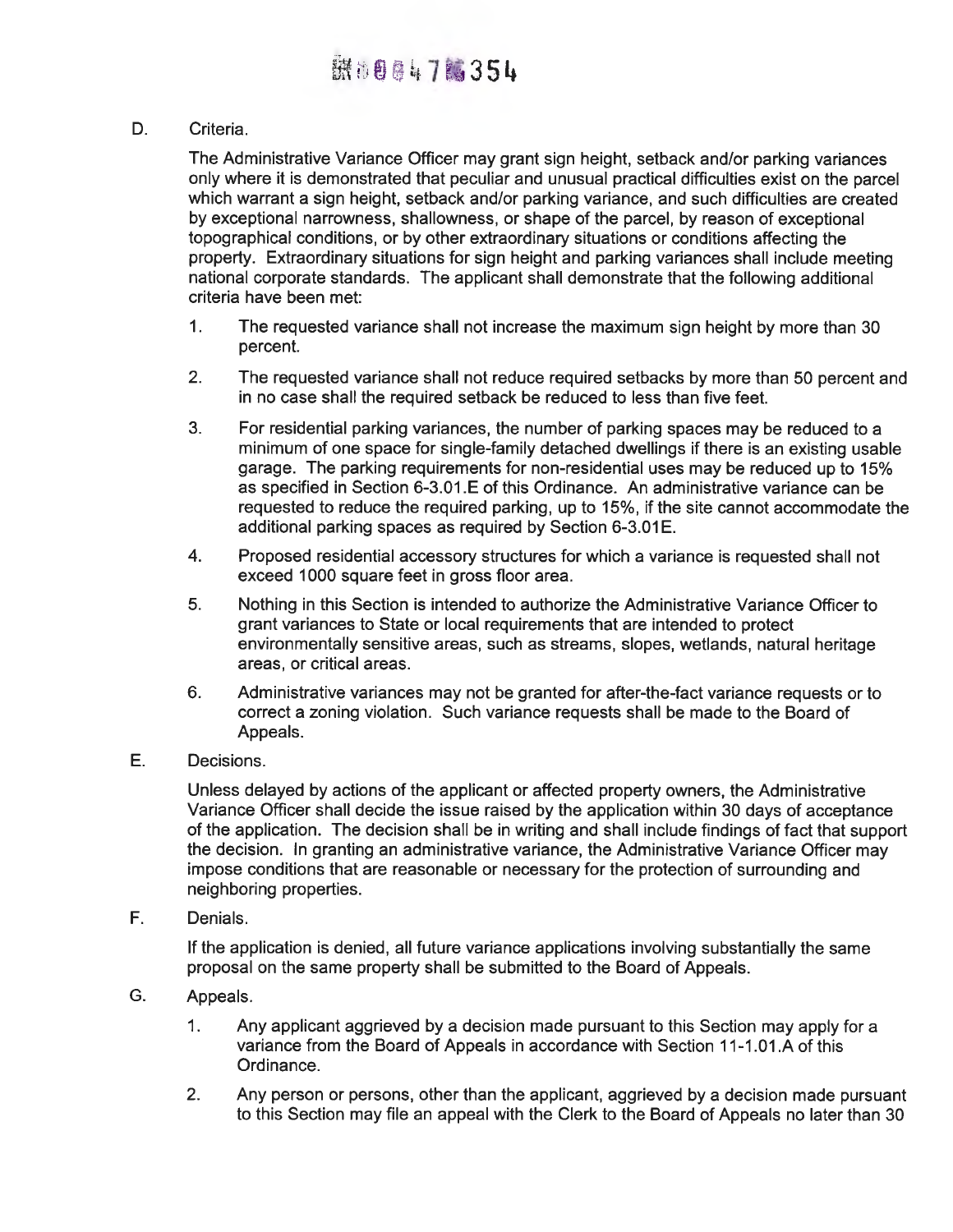D. Criteria.

The Administrative Variance Officer may grant sign height, setback and/or parking variances only where it is demonstrated that peculiar and unusual practical difficulties exist on the parcel which warrant a sign height, setback and/or parking variance, and such difficulties are created by exceptional narrowness, shallowness, or shape of the parcel, by reason of exceptional topographical conditions, or by other extraordinary situations or conditions affecting the property. Extraordinary situations for sign height and parking variances shall include meeting national corporate standards. The applicant shall demonstrate that the following additional criteria have been met:

1. The requested variance shall not increase the maximum sign height by more than 30 percent.

2. The requested variance shall not reduce required setbacks by more than 50 percent and in no case shall the required setback be reduced to less than five feet.

3. For residential parking variances, the number of parking spaces may be reduced to a minimum of one space for single-family detached dwellings if there is an existing usable garage. The parking requirements for non-residential uses may be reduced up to 15% as specified in Section 6-3.01.E of this Ordinance. An administrative variance can be requested to reduce the required parking, up to 15%, if the site cannot accommodate the additional parking spaces as required by Section 6-3.01E.

4. Proposed residential accessory structures for which a variance is requested shall not exceed 1000 square feet in gross floor area.

5. Nothing in this Section is intended to authorize the Administrative Variance Officer to grant variances to State or local requirements that are intended to protect environmentally sensitive areas, such as streams, slopes, wetlands, natural heritage areas, or critical areas.

6. Administrative variances may not be granted for after-the-fact variance requests or to correct a zoning violation. Such variance requests shall be made to the Board of Appeals.

E. Decisions.

Unless delayed by actions of the applicant or affected property owners, the Administrative Variance Officer shall decide the issue raised by the application within 30 days of acceptance of the application. The decision shall be in writing and shall include findings of fact that support the decision. In granting an administrative variance, the Administrative Variance Officer may impose conditions that are reasonable or necessary for the protection of surrounding and neighboring properties.

F. Denials.

If the application is denied, all future variance applications involving substantially the same proposal on the same property shall be submitted to the Board of Appeals.

G. Appeals.

1. Any applicant aggrieved by a decision made pursuant to this Section may apply for a variance from the Board of Appeals in accordance with Section 11-1.01.A of this Ordinance.

2. Any person or persons, other than the applicant, aggrieved by a decision made pursuant to this Section may file an appeal with the Clerk to the Board of Appeals no later than 30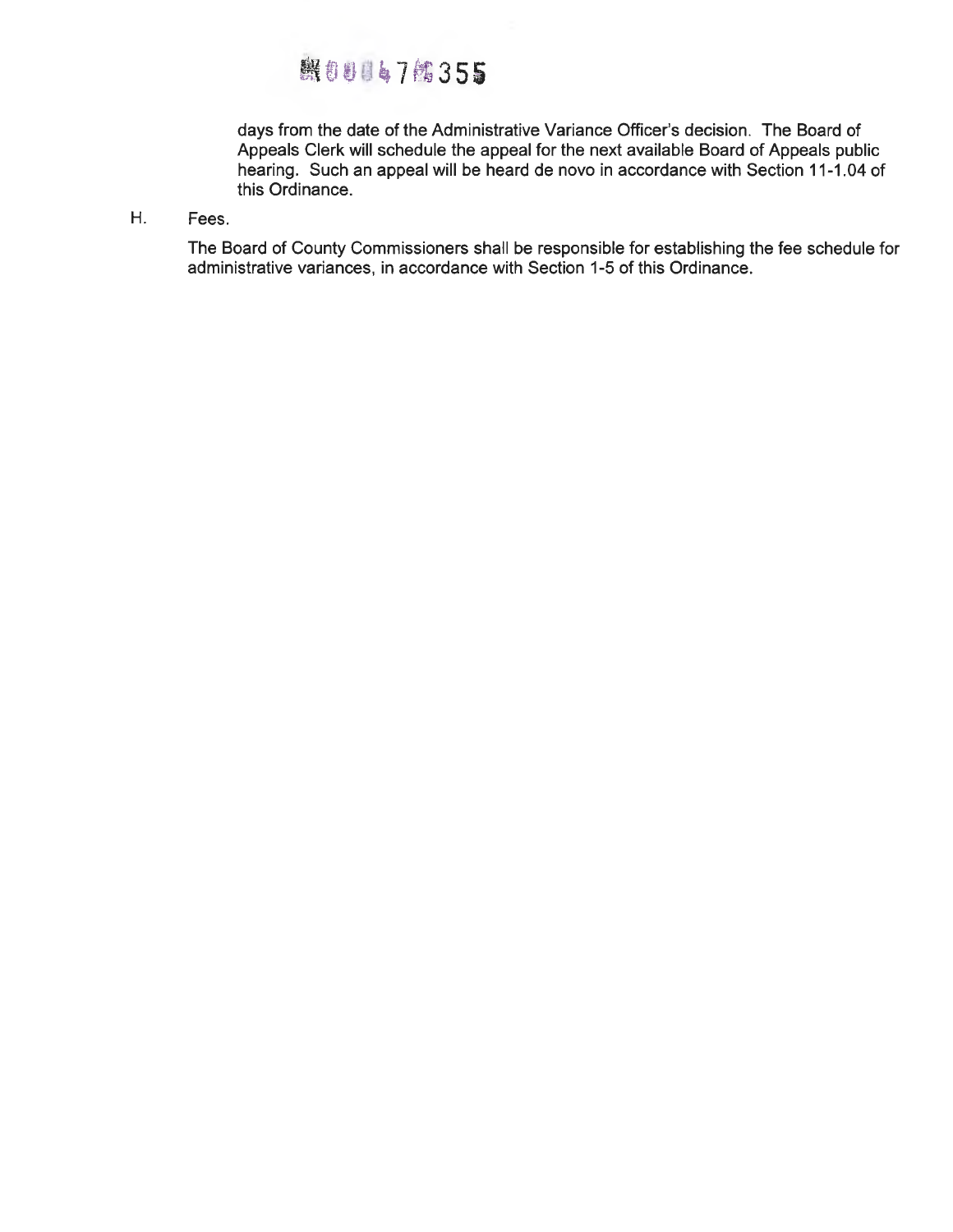days from the date of the Administrative Variance Officer's decision. The Board of Appeals Clerk will schedule the appeal for the next available Board of Appeals public hearing. Such an appeal will be heard de novo in accordance with Section 11-1.04 of this Ordinance.

H. Fees.

The Board of County Commissioners shall be responsible for establishing the fee schedule for administrative variances, in accordance with Section 1-5 of this Ordinance.